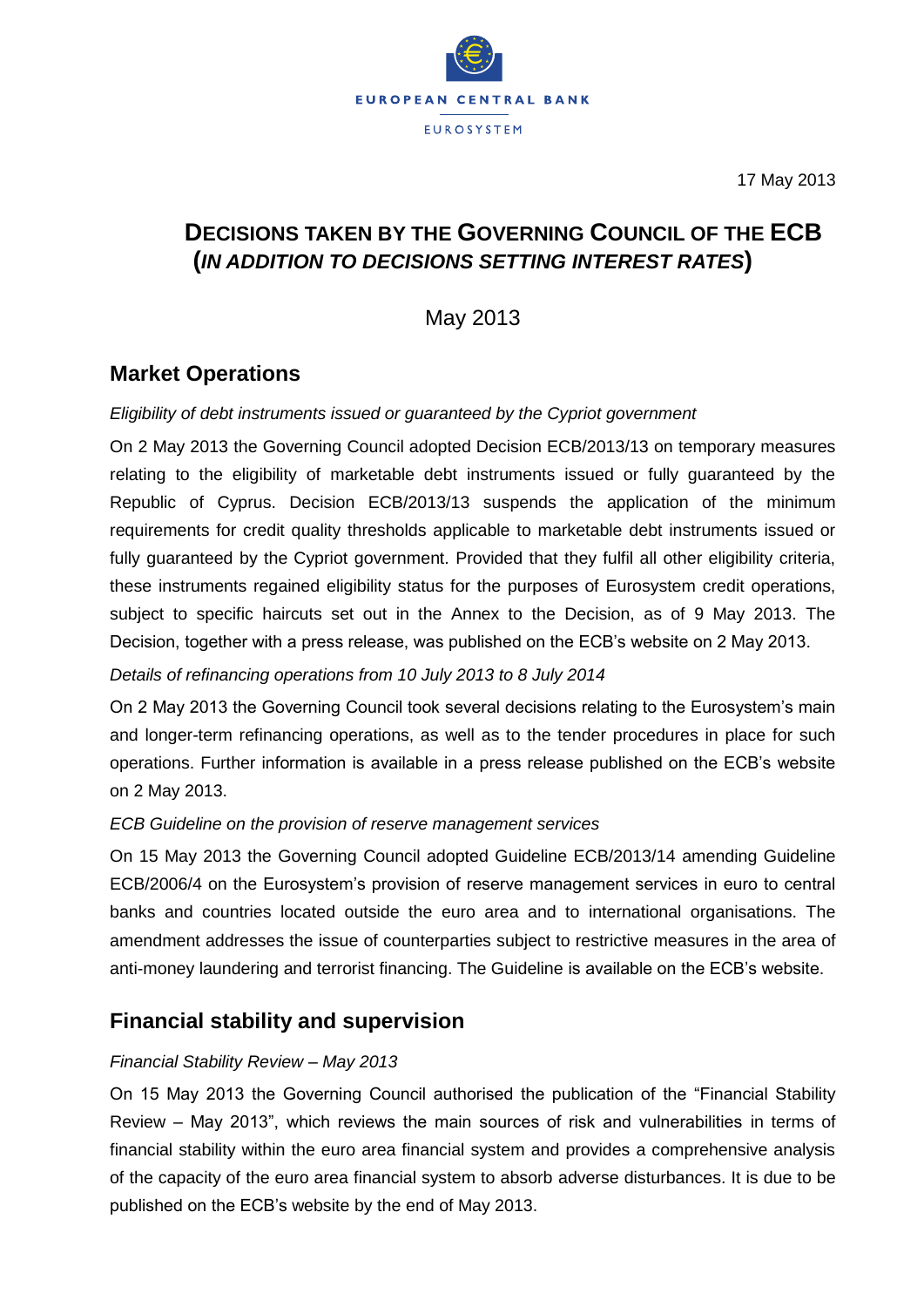EUROPEAN CENTRAL BANK

EUROSYSTEM

17 May 2013

# DECISIONS TAKEN BY THE GOVERNING COUNCIL OF THE ECB (*IN ADDITION TO DECISIONS SETTING INTEREST RATES*)

May 2013

## Market Operations

*Eligibility of debt instruments issued or guaranteed by the Cypriot government*

On 2 May 2013 the Governing Council adopted Decision ECB/2013/13 on temporary measures relating to the eligibility of marketable debt instruments issued or fully guaranteed by the Republic of Cyprus. Decision ECB/2013/13 suspends the application of the minimum requirements for credit quality thresholds applicable to marketable debt instruments issued or fully guaranteed by the Cypriot government. Provided that they fulfil all other eligibility criteria, these instruments regained eligibility status for the purposes of Eurosystem credit operations, subject to specific haircuts set out in the Annex to the Decision, as of 9 May 2013. The Decision, together with a press release, was published on the ECB's website on 2 May 2013.

*Details of refinancing operations from 10 July 2013 to 8 July 2014*

On 2 May 2013 the Governing Council took several decisions relating to the Eurosystem's main and longer-term refinancing operations, as well as to the tender procedures in place for such operations. Further information is available in a press release published on the ECB's website on 2 May 2013.

*ECB Guideline on the provision of reserve management services*

On 15 May 2013 the Governing Council adopted Guideline ECB/2013/14 amending Guideline ECB/2006/4 on the Eurosystem's provision of reserve management services in euro to central banks and countries located outside the euro area and to international organisations. The amendment addresses the issue of counterparties subject to restrictive measures in the area of anti-money laundering and terrorist financing. The Guideline is available on the ECB's website.

## Financial stability and supervision

*Financial Stability Review – May 2013*

On 15 May 2013 the Governing Council authorised the publication of the "Financial Stability Review – May 2013", which reviews the main sources of risk and vulnerabilities in terms of financial stability within the euro area financial system and provides a comprehensive analysis of the capacity of the euro area financial system to absorb adverse disturbances. It is due to be published on the ECB's website by the end of May 2013.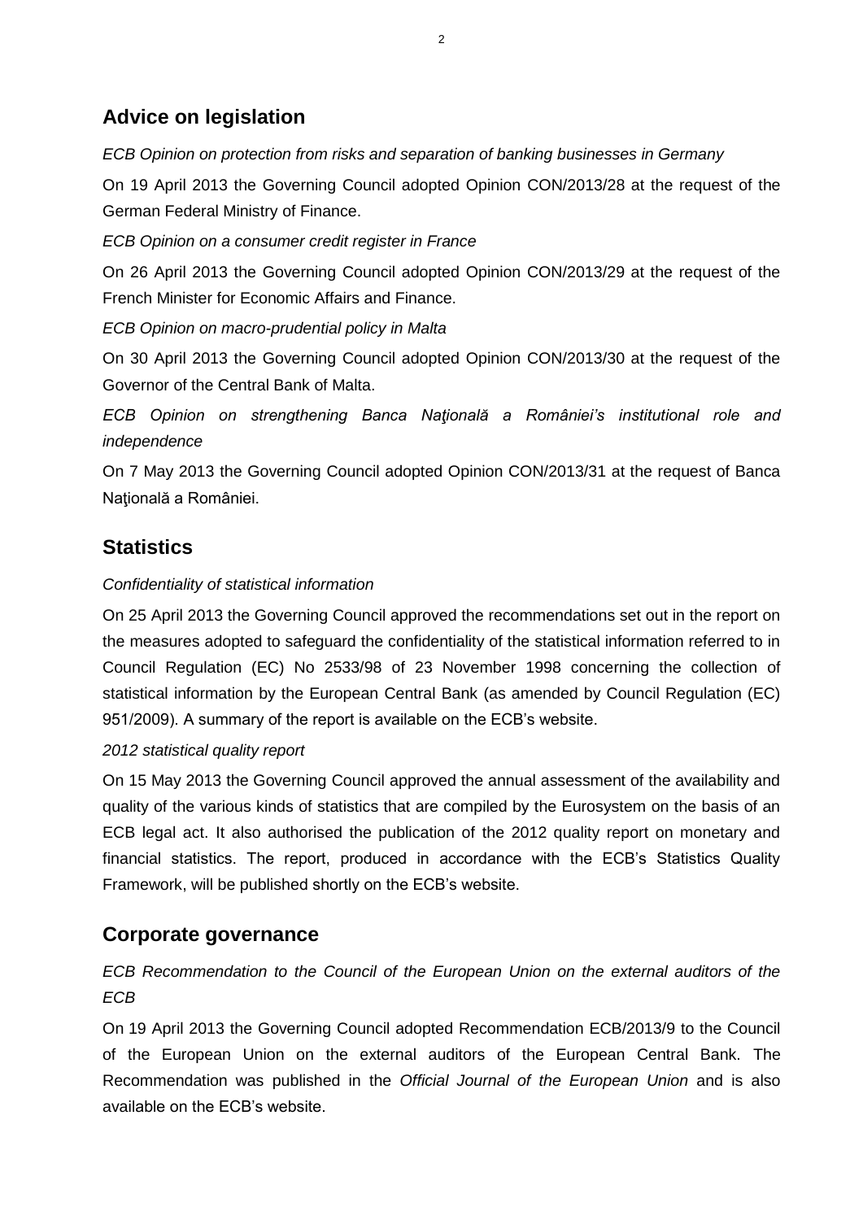## Advice on legislation

*ECB Opinion on protection from risks and separation of banking businesses in Germany*

On 19 April 2013 the Governing Council adopted Opinion CON/2013/28 at the request of the German Federal Ministry of Finance.

*ECB Opinion on a consumer credit register in France*

On 26 April 2013 the Governing Council adopted Opinion CON/2013/29 at the request of the French Minister for Economic Affairs and Finance.

*ECB Opinion on macro-prudential policy in Malta*

On 30 April 2013 the Governing Council adopted Opinion CON/2013/30 at the request of the Governor of the Central Bank of Malta.

*ECB Opinion on strengthening Banca Naţională a României's institutional role and independence*

On 7 May 2013 the Governing Council adopted Opinion CON/2013/31 at the request of Banca Naţională a României.

## Statistics

*Confidentiality of statistical information*

On 25 April 2013 the Governing Council approved the recommendations set out in the report on the measures adopted to safeguard the confidentiality of the statistical information referred to in Council Regulation (EC) No 2533/98 of 23 November 1998 concerning the collection of statistical information by the European Central Bank (as amended by Council Regulation (EC) 951/2009). A summary of the report is available on the ECB's website.

*2012 statistical quality report*

On 15 May 2013 the Governing Council approved the annual assessment of the availability and quality of the various kinds of statistics that are compiled by the Eurosystem on the basis of an ECB legal act. It also authorised the publication of the 2012 quality report on monetary and financial statistics. The report, produced in accordance with the ECB's Statistics Quality Framework, will be published shortly on the ECB's website.

## Corporate governance

*ECB Recommendation to the Council of the European Union on the external auditors of the ECB*

On 19 April 2013 the Governing Council adopted Recommendation ECB/2013/9 to the Council of the European Union on the external auditors of the European Central Bank. The Recommendation was published in the *Official Journal of the European Union* and is also available on the ECB's website.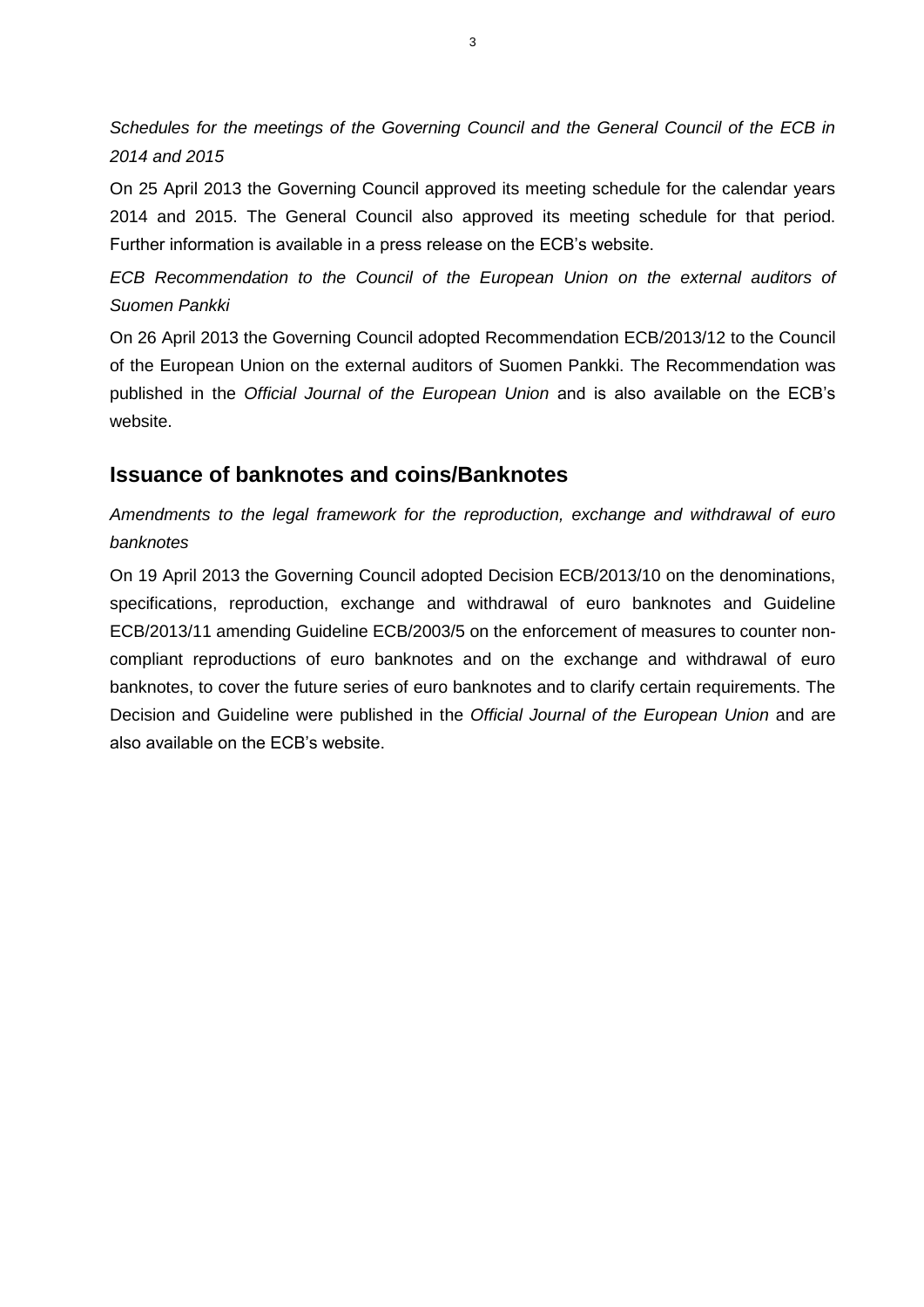*Schedules for the meetings of the Governing Council and the General Council of the ECB in 2014 and 2015*

On 25 April 2013 the Governing Council approved its meeting schedule for the calendar years 2014 and 2015. The General Council also approved its meeting schedule for that period. Further information is available in a press release on the ECB's website.

*ECB Recommendation to the Council of the European Union on the external auditors of Suomen Pankki*

On 26 April 2013 the Governing Council adopted Recommendation ECB/2013/12 to the Council of the European Union on the external auditors of Suomen Pankki. The Recommendation was published in the *Official Journal of the European Union* and is also available on the ECB's website.

## Issuance of banknotes and coins/Banknotes

*Amendments to the legal framework for the reproduction, exchange and withdrawal of euro banknotes*

On 19 April 2013 the Governing Council adopted Decision ECB/2013/10 on the denominations, specifications, reproduction, exchange and withdrawal of euro banknotes and Guideline ECB/2013/11 amending Guideline ECB/2003/5 on the enforcement of measures to counter non-compliant reproductions of euro banknotes and on the exchange and withdrawal of euro banknotes, to cover the future series of euro banknotes and to clarify certain requirements. The Decision and Guideline were published in the *Official Journal of the European Union* and are also available on the ECB's website.